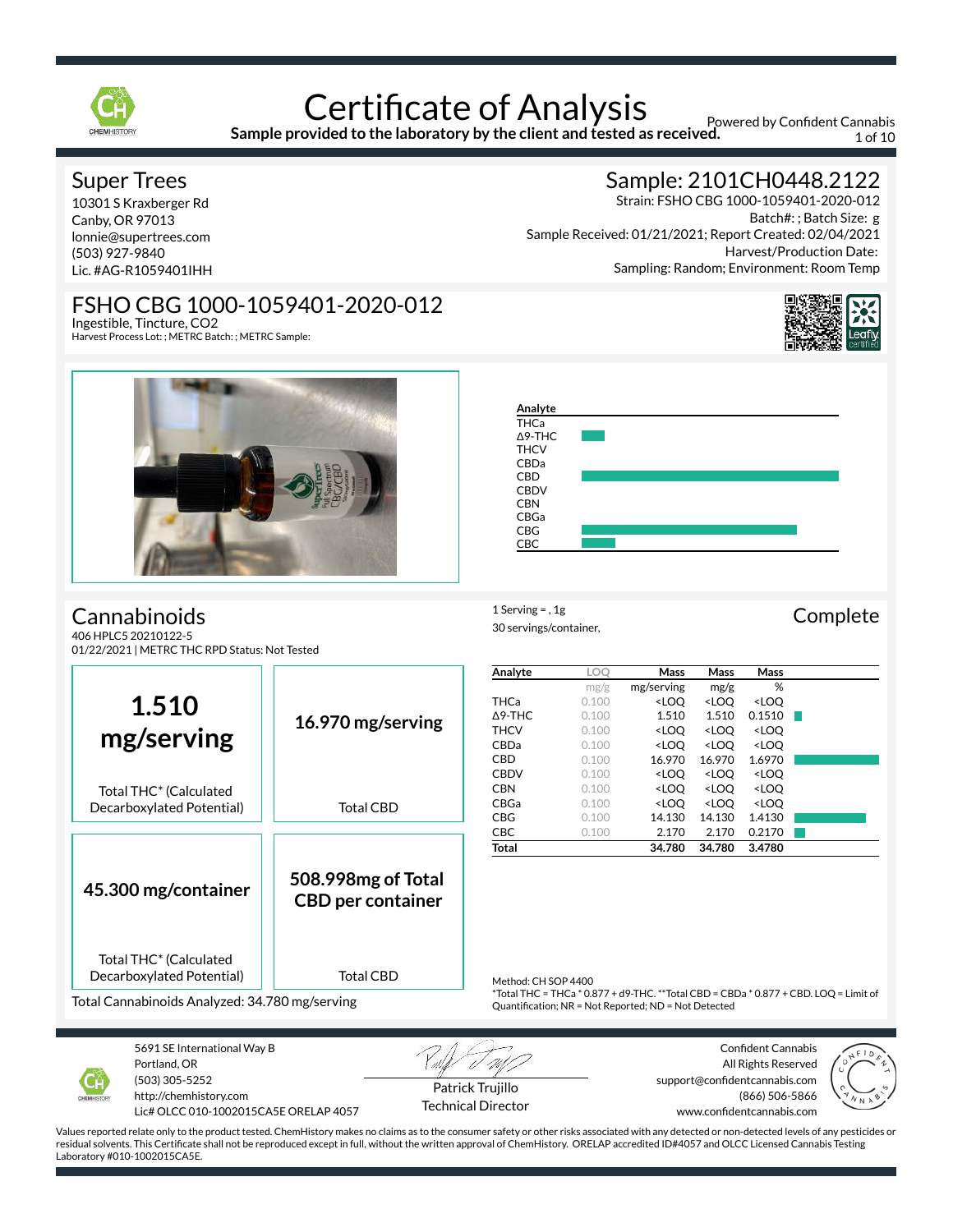# Certificate of Analysis

**Sample provided to the laboratory by the client and tested as received.**

Powered by Confident Cannabis

## Super Trees

10301 S Kraxberger Rd
Canby, OR 97013
lonnie@supertrees.com
(503) 927-9840
Lic. #AG-R1059401IHH

## Sample: 2101CH0448.2122

Strain: FSHO CBG 1000-1059401-2020-012
Batch#: ; Batch Size: g
Sample Received: 01/21/2021; Report Created: 02/04/2021
Harvest/Production Date:
Sampling: Random; Environment: Room Temp

## FSHO CBG 1000-1059401-2020-012

Ingestible, Tincture, CO2
Harvest Process Lot: ; METRC Batch: ; METRC Sample:

## Cannabinoids

406 HPLC5 20210122-5
01/22/2021 | METRC THC RPD Status: Not Tested

1 Serving = , 1g
30 servings/container,

**Complete**

| **1.510 mg/serving** Total THC* (Calculated Decarboxylated Potential) | **16.970 mg/serving** Total CBD |
|---|---|
| **45.300 mg/container** Total THC* (Calculated Decarboxylated Potential) | **508.998mg of Total CBD per container** Total CBD |

Total Cannabinoids Analyzed: 34.780 mg/serving

| Analyte | LOQ | Mass | Mass | Mass |
|---|---|---|---|---|
| | mg/g | mg/serving | mg/g | % |
| THCa | 0.100 | <LOQ | <LOQ | <LOQ |
| Δ9-THC | 0.100 | 1.510 | 1.510 | 0.1510 |
| THCV | 0.100 | <LOQ | <LOQ | <LOQ |
| CBDa | 0.100 | <LOQ | <LOQ | <LOQ |
| CBD | 0.100 | 16.970 | 16.970 | 1.6970 |
| CBDV | 0.100 | <LOQ | <LOQ | <LOQ |
| CBN | 0.100 | <LOQ | <LOQ | <LOQ |
| CBGa | 0.100 | <LOQ | <LOQ | <LOQ |
| CBG | 0.100 | 14.130 | 14.130 | 1.4130 |
| CBC | 0.100 | 2.170 | 2.170 | 0.2170 |
| **Total** | | **34.780** | **34.780** | **3.4780** |

Method: CH SOP 4400
*Total THC = THCa * 0.877 + d9-THC. **Total CBD = CBDa * 0.877 + CBD. LOQ = Limit of Quantification; NR = Not Reported; ND = Not Detected

5691 SE International Way B
Portland, OR
(503) 305-5252
http://chemhistory.com
Lic# OLCC 010-1002015CA5E ORELAP 4057

Patrick Trujillo
Technical Director

Confident Cannabis
All Rights Reserved
support@confidentcannabis.com
(866) 506-5866
www.confidentcannabis.com

Values reported relate only to the product tested. ChemHistory makes no claims as to the consumer safety or other risks associated with any detected or non-detected levels of any pesticides or residual solvents. This Certificate shall not be reproduced except in full, without the written approval of ChemHistory. ORELAP accredited ID#4057 and OLCC Licensed Cannabis Testing Laboratory #010-1002015CA5E.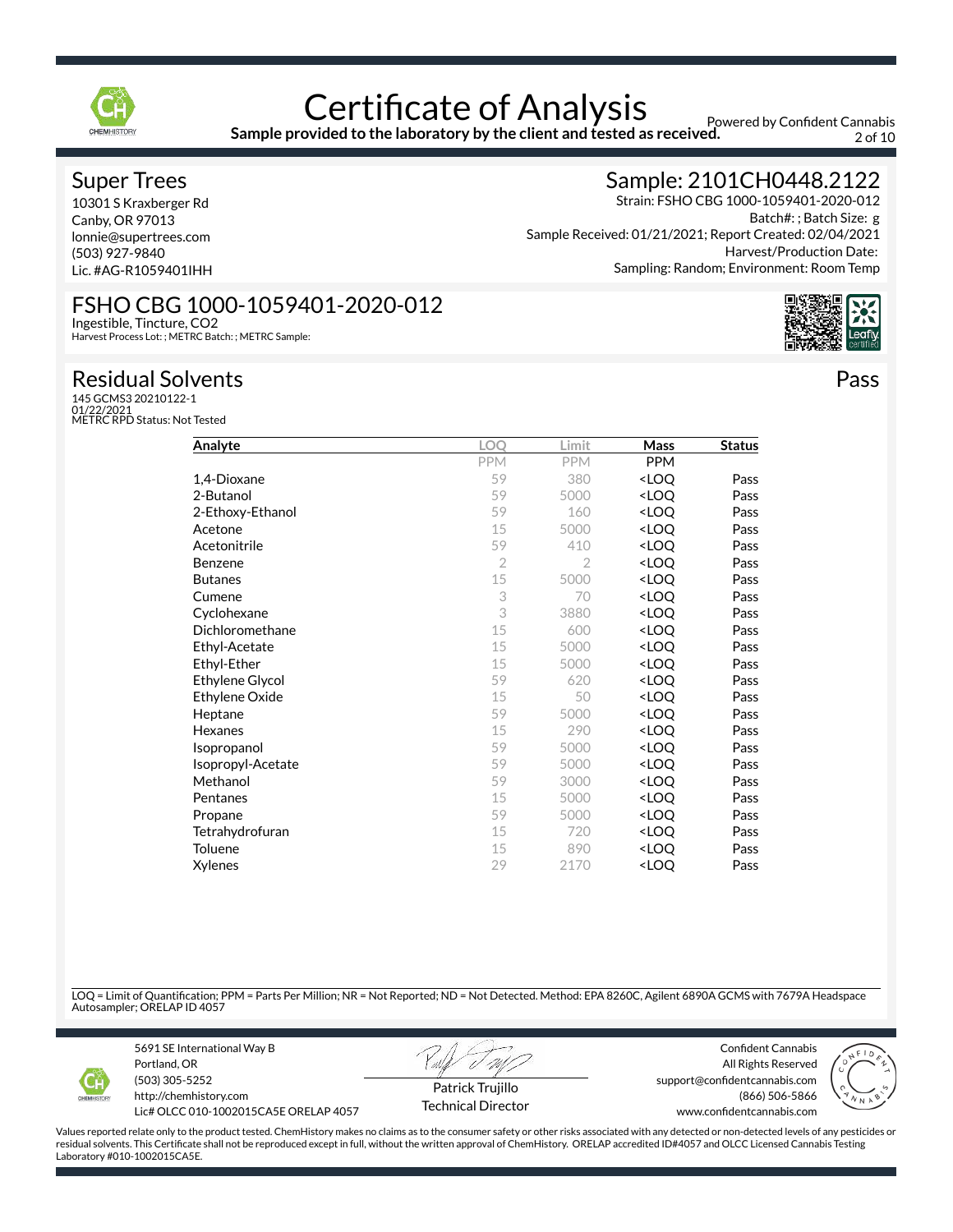# Certificate of Analysis

**Sample provided to the laboratory by the client and tested as received.**

Powered by Confident Cannabis

## Super Trees

10301 S Kraxberger Rd
Canby, OR 97013
lonnie@supertrees.com
(503) 927-9840
Lic. #AG-R1059401IHH

## Sample: 2101CH0448.2122

Strain: FSHO CBG 1000-1059401-2020-012
Batch#: ; Batch Size: g
Sample Received: 01/21/2021; Report Created: 02/04/2021
Harvest/Production Date:
Sampling: Random; Environment: Room Temp

## FSHO CBG 1000-1059401-2020-012

Ingestible, Tincture, CO2
Harvest Process Lot: ; METRC Batch: ; METRC Sample:

## Residual Solvents

Pass

145 GCMS3 20210122-1
01/22/2021
METRC RPD Status: Not Tested

| Analyte | LOQ | Limit | Mass | Status |
|---|---|---|---|---|
| | PPM | PPM | PPM | |
| 1,4-Dioxane | 59 | 380 | <LOQ | Pass |
| 2-Butanol | 59 | 5000 | <LOQ | Pass |
| 2-Ethoxy-Ethanol | 59 | 160 | <LOQ | Pass |
| Acetone | 15 | 5000 | <LOQ | Pass |
| Acetonitrile | 59 | 410 | <LOQ | Pass |
| Benzene | 2 | 2 | <LOQ | Pass |
| Butanes | 15 | 5000 | <LOQ | Pass |
| Cumene | 3 | 70 | <LOQ | Pass |
| Cyclohexane | 3 | 3880 | <LOQ | Pass |
| Dichloromethane | 15 | 600 | <LOQ | Pass |
| Ethyl-Acetate | 15 | 5000 | <LOQ | Pass |
| Ethyl-Ether | 15 | 5000 | <LOQ | Pass |
| Ethylene Glycol | 59 | 620 | <LOQ | Pass |
| Ethylene Oxide | 15 | 50 | <LOQ | Pass |
| Heptane | 59 | 5000 | <LOQ | Pass |
| Hexanes | 15 | 290 | <LOQ | Pass |
| Isopropanol | 59 | 5000 | <LOQ | Pass |
| Isopropyl-Acetate | 59 | 5000 | <LOQ | Pass |
| Methanol | 59 | 3000 | <LOQ | Pass |
| Pentanes | 15 | 5000 | <LOQ | Pass |
| Propane | 59 | 5000 | <LOQ | Pass |
| Tetrahydrofuran | 15 | 720 | <LOQ | Pass |
| Toluene | 15 | 890 | <LOQ | Pass |
| Xylenes | 29 | 2170 | <LOQ | Pass |

LOQ = Limit of Quantification; PPM = Parts Per Million; NR = Not Reported; ND = Not Detected. Method: EPA 8260C, Agilent 6890A GCMS with 7679A Headspace Autosampler; ORELAP ID 4057

5691 SE International Way B
Portland, OR
(503) 305-5252
http://chemhistory.com
Lic# OLCC 010-1002015CA5E ORELAP 4057

Patrick Trujillo
Technical Director

Confident Cannabis
All Rights Reserved
support@confidentcannabis.com
(866) 506-5866
www.confidentcannabis.com

Values reported relate only to the product tested. ChemHistory makes no claims as to the consumer safety or other risks associated with any detected or non-detected levels of any pesticides or residual solvents. This Certificate shall not be reproduced except in full, without the written approval of ChemHistory. ORELAP accredited ID#4057 and OLCC Licensed Cannabis Testing Laboratory #010-1002015CA5E.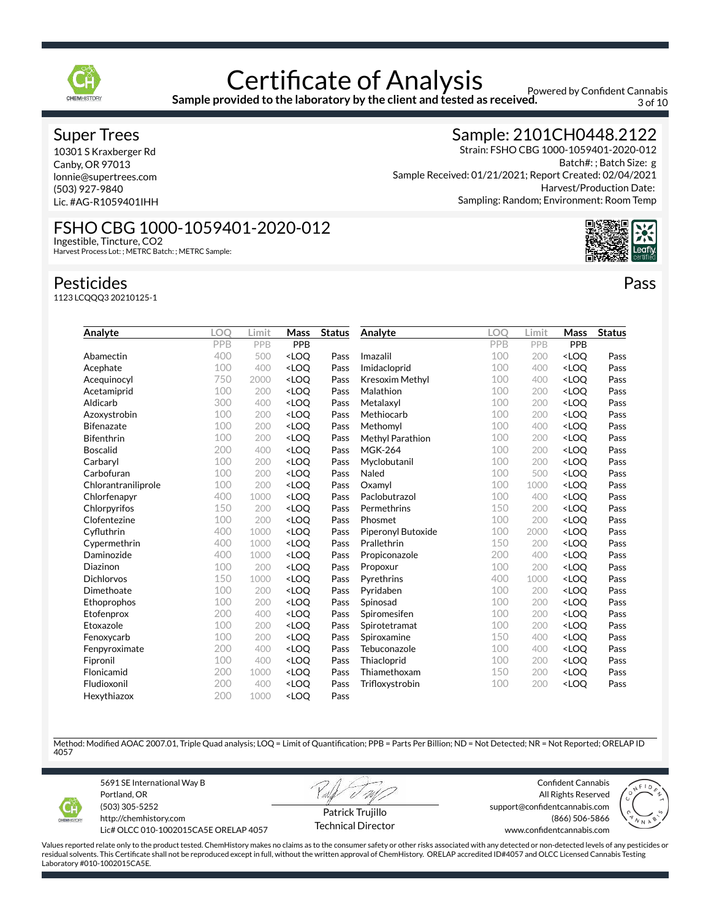# Certificate of Analysis

**Sample provided to the laboratory by the client and tested as received.**

Powered by Confident Cannabis

## Super Trees

10301 S Kraxberger Rd
Canby, OR 97013
lonnie@supertrees.com
(503) 927-9840
Lic. #AG-R1059401IHH

## Sample: 2101CH0448.2122

Strain: FSHO CBG 1000-1059401-2020-012
Batch#: ; Batch Size: g
Sample Received: 01/21/2021; Report Created: 02/04/2021
Harvest/Production Date:
Sampling: Random; Environment: Room Temp

## FSHO CBG 1000-1059401-2020-012

Ingestible, Tincture, CO2
Harvest Process Lot: ; METRC Batch: ; METRC Sample:

## Pesticides

**Pass**

1123 LCQQQ3 20210125-1

| Analyte | LOQ | Limit | Mass | Status |
|---|---|---|---|---|
| | PPB | PPB | PPB | |
| Abamectin | 400 | 500 | <LOQ | Pass |
| Acephate | 100 | 400 | <LOQ | Pass |
| Acequinocyl | 750 | 2000 | <LOQ | Pass |
| Acetamiprid | 100 | 200 | <LOQ | Pass |
| Aldicarb | 300 | 400 | <LOQ | Pass |
| Azoxystrobin | 100 | 200 | <LOQ | Pass |
| Bifenazate | 100 | 200 | <LOQ | Pass |
| Bifenthrin | 100 | 200 | <LOQ | Pass |
| Boscalid | 200 | 400 | <LOQ | Pass |
| Carbaryl | 100 | 200 | <LOQ | Pass |
| Carbofuran | 100 | 200 | <LOQ | Pass |
| Chlorantraniliprole | 100 | 200 | <LOQ | Pass |
| Chlorfenapyr | 400 | 1000 | <LOQ | Pass |
| Chlorpyrifos | 150 | 200 | <LOQ | Pass |
| Clofentezine | 100 | 200 | <LOQ | Pass |
| Cyfluthrin | 400 | 1000 | <LOQ | Pass |
| Cypermethrin | 400 | 1000 | <LOQ | Pass |
| Daminozide | 400 | 1000 | <LOQ | Pass |
| Diazinon | 100 | 200 | <LOQ | Pass |
| Dichlorvos | 150 | 1000 | <LOQ | Pass |
| Dimethoate | 100 | 200 | <LOQ | Pass |
| Ethoprophos | 100 | 200 | <LOQ | Pass |
| Etofenprox | 200 | 400 | <LOQ | Pass |
| Etoxazole | 100 | 200 | <LOQ | Pass |
| Fenoxycarb | 100 | 200 | <LOQ | Pass |
| Fenpyroximate | 200 | 400 | <LOQ | Pass |
| Fipronil | 100 | 400 | <LOQ | Pass |
| Flonicamid | 200 | 1000 | <LOQ | Pass |
| Fludioxonil | 200 | 400 | <LOQ | Pass |
| Hexythiazox | 200 | 1000 | <LOQ | Pass |
| Imazalil | 100 | 200 | <LOQ | Pass |
| Imidacloprid | 100 | 400 | <LOQ | Pass |
| Kresoxim Methyl | 100 | 400 | <LOQ | Pass |
| Malathion | 100 | 200 | <LOQ | Pass |
| Metalaxyl | 100 | 200 | <LOQ | Pass |
| Methiocarb | 100 | 200 | <LOQ | Pass |
| Methomyl | 100 | 400 | <LOQ | Pass |
| Methyl Parathion | 100 | 200 | <LOQ | Pass |
| MGK-264 | 100 | 200 | <LOQ | Pass |
| Myclobutanil | 100 | 200 | <LOQ | Pass |
| Naled | 100 | 500 | <LOQ | Pass |
| Oxamyl | 100 | 1000 | <LOQ | Pass |
| Paclobutrazol | 100 | 400 | <LOQ | Pass |
| Permethrins | 150 | 200 | <LOQ | Pass |
| Phosmet | 100 | 200 | <LOQ | Pass |
| Piperonyl Butoxide | 100 | 2000 | <LOQ | Pass |
| Prallethrin | 150 | 200 | <LOQ | Pass |
| Propiconazole | 200 | 400 | <LOQ | Pass |
| Propoxur | 100 | 200 | <LOQ | Pass |
| Pyrethrins | 400 | 1000 | <LOQ | Pass |
| Pyridaben | 100 | 200 | <LOQ | Pass |
| Spinosad | 100 | 200 | <LOQ | Pass |
| Spiromesifen | 100 | 200 | <LOQ | Pass |
| Spirotetramat | 100 | 200 | <LOQ | Pass |
| Spiroxamine | 150 | 400 | <LOQ | Pass |
| Tebuconazole | 100 | 400 | <LOQ | Pass |
| Thiacloprid | 100 | 200 | <LOQ | Pass |
| Thiamethoxam | 150 | 200 | <LOQ | Pass |
| Trifloxystrobin | 100 | 200 | <LOQ | Pass |

Method: Modified AOAC 2007.01, Triple Quad analysis; LOQ = Limit of Quantification; PPB = Parts Per Billion; ND = Not Detected; NR = Not Reported; ORELAP ID 4057

5691 SE International Way B
Portland, OR
(503) 305-5252
http://chemhistory.com
Lic# OLCC 010-1002015CA5E ORELAP 4057

Patrick Trujillo
Technical Director

Confident Cannabis
All Rights Reserved
support@confidentcannabis.com
(866) 506-5866
www.confidentcannabis.com

Values reported relate only to the product tested. ChemHistory makes no claims as to the consumer safety or other risks associated with any detected or non-detected levels of any pesticides or residual solvents. This Certificate shall not be reproduced except in full, without the written approval of ChemHistory. ORELAP accredited ID#4057 and OLCC Licensed Cannabis Testing Laboratory #010-1002015CA5E.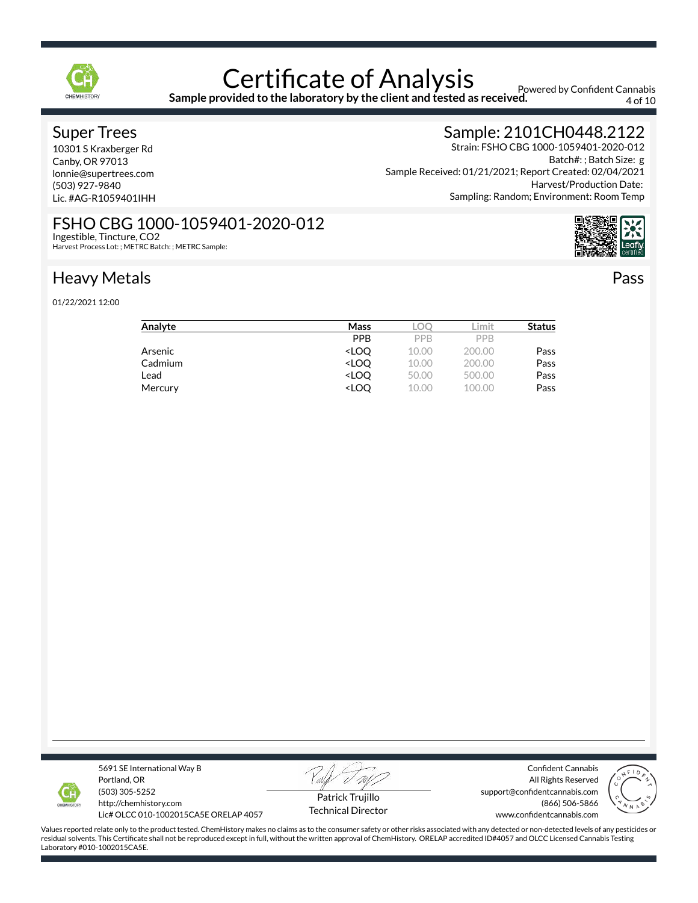# Certificate of Analysis

**Sample provided to the laboratory by the client and tested as received.**

Powered by Confident Cannabis

## Super Trees

10301 S Kraxberger Rd
Canby, OR 97013
lonnie@supertrees.com
(503) 927-9840
Lic. #AG-R1059401IHH

## Sample: 2101CH0448.2122

Strain: FSHO CBG 1000-1059401-2020-012
Batch#: ; Batch Size: g
Sample Received: 01/21/2021; Report Created: 02/04/2021
Harvest/Production Date:
Sampling: Random; Environment: Room Temp

## FSHO CBG 1000-1059401-2020-012

Ingestible, Tincture, $CO_2$
Harvest Process Lot: ; METRC Batch: ; METRC Sample:

## Heavy Metals

**Pass**

01/22/2021 12:00

| Analyte | Mass | LOQ | Limit | Status |
|---|---|---|---|---|
| | PPB | PPB | PPB | |
| Arsenic | <LOQ | 10.00 | 200.00 | Pass |
| Cadmium | <LOQ | 10.00 | 200.00 | Pass |
| Lead | <LOQ | 50.00 | 500.00 | Pass |
| Mercury | <LOQ | 10.00 | 100.00 | Pass |

5691 SE International Way B
Portland, OR
(503) 305-5252
http://chemhistory.com
Lic# OLCC 010-1002015CA5E ORELAP 4057

Patrick Trujillo
Technical Director

Confident Cannabis
All Rights Reserved
support@confidentcannabis.com
(866) 506-5866
www.confidentcannabis.com

Values reported relate only to the product tested. ChemHistory makes no claims as to the consumer safety or other risks associated with any detected or non-detected levels of any pesticides or residual solvents. This Certificate shall not be reproduced except in full, without the written approval of ChemHistory. ORELAP accredited ID#4057 and OLCC Licensed Cannabis Testing Laboratory #010-1002015CA5E.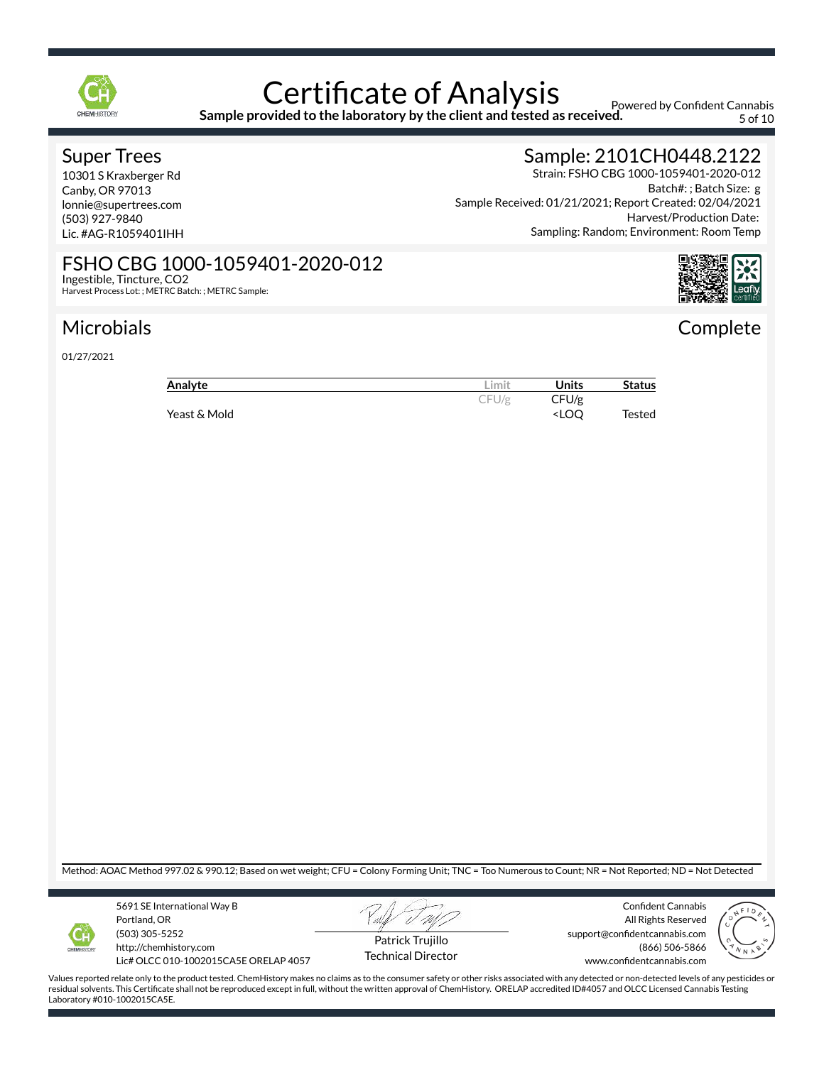# Certificate of Analysis

**Sample provided to the laboratory by the client and tested as received.**

Powered by Confident Cannabis

## Super Trees

10301 S Kraxberger Rd
Canby, OR 97013
lonnie@supertrees.com
(503) 927-9840
Lic. #AG-R1059401IHH

## Sample: 2101CH0448.2122

Strain: FSHO CBG 1000-1059401-2020-012
Batch#: ; Batch Size: g
Sample Received: 01/21/2021; Report Created: 02/04/2021
Harvest/Production Date:
Sampling: Random; Environment: Room Temp

## FSHO CBG 1000-1059401-2020-012

Ingestible, Tincture, CO2
Harvest Process Lot: ; METRC Batch: ; METRC Sample:

## Microbials

**Complete**

01/27/2021

| Analyte | Limit | Units | Status |
|---|---|---|---|
| | CFU/g | CFU/g | |
| Yeast & Mold | | <LOQ | Tested |

Method: AOAC Method 997.02 & 990.12; Based on wet weight; CFU = Colony Forming Unit; TNC = Too Numerous to Count; NR = Not Reported; ND = Not Detected

5691 SE International Way B
Portland, OR
(503) 305-5252
http://chemhistory.com
Lic# OLCC 010-1002015CA5E ORELAP 4057

Patrick Trujillo
Technical Director

Confident Cannabis
All Rights Reserved
support@confidentcannabis.com
(866) 506-5866
www.confidentcannabis.com

Values reported relate only to the product tested. ChemHistory makes no claims as to the consumer safety or other risks associated with any detected or non-detected levels of any pesticides or residual solvents. This Certificate shall not be reproduced except in full, without the written approval of ChemHistory. ORELAP accredited ID#4057 and OLCC Licensed Cannabis Testing Laboratory #010-1002015CA5E.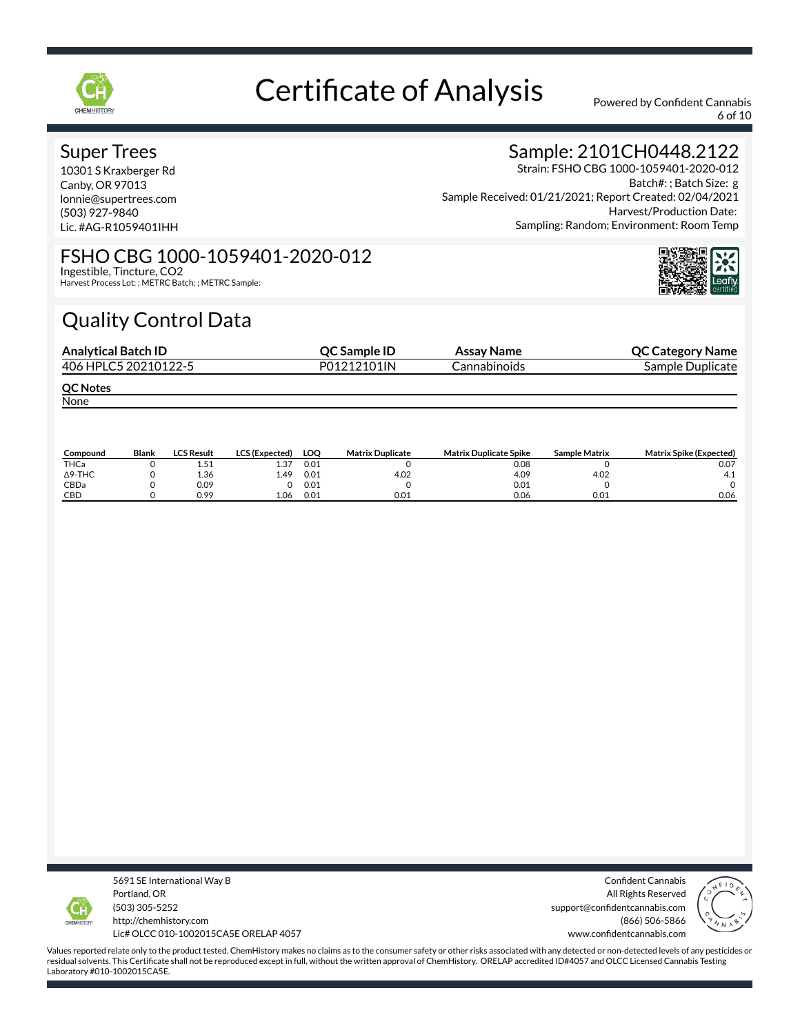# Certificate of Analysis

Powered by Confident Cannabis

## Super Trees

10301 S Kraxberger Rd
Canby, OR 97013
lonnie@supertrees.com
(503) 927-9840
Lic. #AG-R1059401IHH

## Sample: 2101CH0448.2122

Strain: FSHO CBG 1000-1059401-2020-012
Batch#: ; Batch Size: g
Sample Received: 01/21/2021; Report Created: 02/04/2021
Harvest/Production Date:
Sampling: Random; Environment: Room Temp

## FSHO CBG 1000-1059401-2020-012

Ingestible, Tincture, CO2
Harvest Process Lot: ; METRC Batch: ; METRC Sample:

## Quality Control Data

| Analytical Batch ID | QC Sample ID | Assay Name | QC Category Name |
|---|---|---|---|
| 406 HPLC5 20210122-5 | P01212101IN | Cannabinoids | Sample Duplicate |

**QC Notes**

None

| Compound | Blank | LCS Result | LCS (Expected) | LOQ | Matrix Duplicate | Matrix Duplicate Spike | Sample Matrix | Matrix Spike (Expected) |
|---|---|---|---|---|---|---|---|---|
| THCa | 0 | 1.51 | 1.37 | 0.01 | 0 | 0.08 | 0 | 0.07 |
| Δ9-THC | 0 | 1.36 | 1.49 | 0.01 | 4.02 | 4.09 | 4.02 | 4.1 |
| CBDa | 0 | 0.09 | 0 | 0.01 | 0 | 0.01 | 0 | 0 |
| CBD | 0 | 0.99 | 1.06 | 0.01 | 0.01 | 0.06 | 0.01 | 0.06 |

5691 SE International Way B
Portland, OR
(503) 305-5252
http://chemhistory.com
Lic# OLCC 010-1002015CA5E ORELAP 4057

Confident Cannabis
All Rights Reserved
support@confidentcannabis.com
(866) 506-5866
www.confidentcannabis.com

Values reported relate only to the product tested. ChemHistory makes no claims as to the consumer safety or other risks associated with any detected or non-detected levels of any pesticides or residual solvents. This Certificate shall not be reproduced except in full, without the written approval of ChemHistory. ORELAP accredited ID#4057 and OLCC Licensed Cannabis Testing Laboratory #010-1002015CA5E.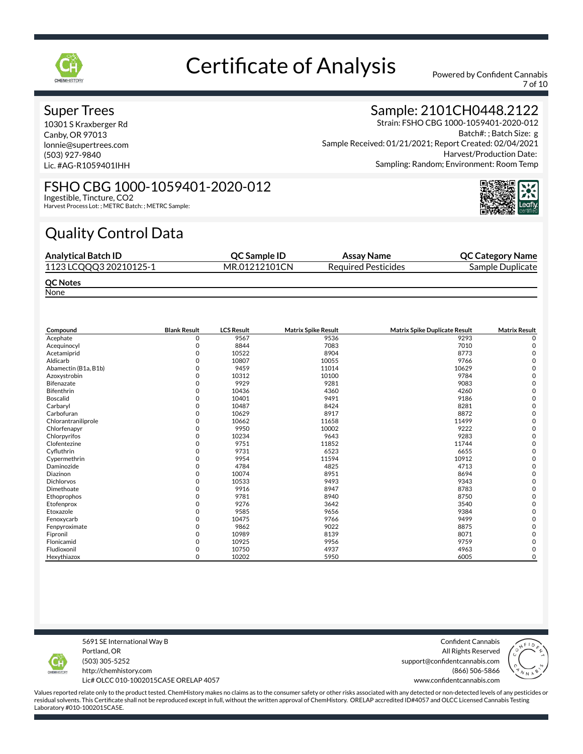# Certificate of Analysis

Powered by Confident Cannabis

## Super Trees

10301 S Kraxberger Rd
Canby, OR 97013
lonnie@supertrees.com
(503) 927-9840
Lic. #AG-R1059401IHH

## Sample: 2101CH0448.2122

Strain: FSHO CBG 1000-1059401-2020-012
Batch#: ; Batch Size: g
Sample Received: 01/21/2021; Report Created: 02/04/2021
Harvest/Production Date:
Sampling: Random; Environment: Room Temp

## FSHO CBG 1000-1059401-2020-012

Ingestible, Tincture, CO2
Harvest Process Lot: ; METRC Batch: ; METRC Sample:

## Quality Control Data

| Analytical Batch ID | QC Sample ID | Assay Name | QC Category Name |
|---|---|---|---|
| 1123 LCQQQ3 20210125-1 | MR.01212101CN | Required Pesticides | Sample Duplicate |

**QC Notes**

None

| Compound | Blank Result | LCS Result | Matrix Spike Result | Matrix Spike Duplicate Result | Matrix Result |
|---|---|---|---|---|---|
| Acephate | 0 | 9567 | 9536 | 9293 | 0 |
| Acequinocyl | 0 | 8844 | 7083 | 7010 | 0 |
| Acetamiprid | 0 | 10522 | 8904 | 8773 | 0 |
| Aldicarb | 0 | 10807 | 10055 | 9766 | 0 |
| Abamectin (B1a, B1b) | 0 | 9459 | 11014 | 10629 | 0 |
| Azoxystrobin | 0 | 10312 | 10100 | 9784 | 0 |
| Bifenazate | 0 | 9929 | 9281 | 9083 | 0 |
| Bifenthrin | 0 | 10436 | 4360 | 4260 | 0 |
| Boscalid | 0 | 10401 | 9491 | 9186 | 0 |
| Carbaryl | 0 | 10487 | 8424 | 8281 | 0 |
| Carbofuran | 0 | 10629 | 8917 | 8872 | 0 |
| Chlorantraniliprole | 0 | 10662 | 11658 | 11499 | 0 |
| Chlorfenapyr | 0 | 9950 | 10002 | 9222 | 0 |
| Chlorpyrifos | 0 | 10234 | 9643 | 9283 | 0 |
| Clofentezine | 0 | 9751 | 11852 | 11744 | 0 |
| Cyfluthrin | 0 | 9731 | 6523 | 6655 | 0 |
| Cypermethrin | 0 | 9954 | 11594 | 10912 | 0 |
| Daminozide | 0 | 4784 | 4825 | 4713 | 0 |
| Diazinon | 0 | 10074 | 8951 | 8694 | 0 |
| Dichlorvos | 0 | 10533 | 9493 | 9343 | 0 |
| Dimethoate | 0 | 9916 | 8947 | 8783 | 0 |
| Ethoprophos | 0 | 9781 | 8940 | 8750 | 0 |
| Etofenprox | 0 | 9276 | 3642 | 3540 | 0 |
| Etoxazole | 0 | 9585 | 9656 | 9384 | 0 |
| Fenoxycarb | 0 | 10475 | 9766 | 9499 | 0 |
| Fenpyroximate | 0 | 9862 | 9022 | 8875 | 0 |
| Fipronil | 0 | 10989 | 8139 | 8071 | 0 |
| Flonicamid | 0 | 10925 | 9956 | 9759 | 0 |
| Fludioxonil | 0 | 10750 | 4937 | 4963 | 0 |
| Hexythiazox | 0 | 10202 | 5950 | 6005 | 0 |

5691 SE International Way B
Portland, OR
(503) 305-5252
http://chemhistory.com
Lic# OLCC 010-1002015CA5E ORELAP 4057

Confident Cannabis
All Rights Reserved
support@confidentcannabis.com
(866) 506-5866
www.confidentcannabis.com

Values reported relate only to the product tested. ChemHistory makes no claims as to the consumer safety or other risks associated with any detected or non-detected levels of any pesticides or residual solvents. This Certificate shall not be reproduced except in full, without the written approval of ChemHistory. ORELAP accredited ID#4057 and OLCC Licensed Cannabis Testing Laboratory #010-1002015CA5E.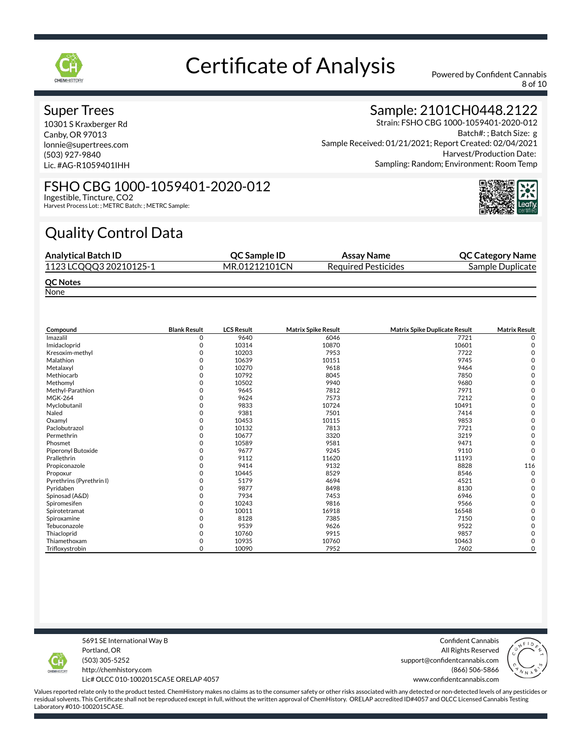# Certificate of Analysis

Powered by Confident Cannabis

## Super Trees

10301 S Kraxberger Rd
Canby, OR 97013
lonnie@supertrees.com
(503) 927-9840
Lic. #AG-R1059401IHH

## Sample: 2101CH0448.2122

Strain: FSHO CBG 1000-1059401-2020-012
Batch#: ; Batch Size: g
Sample Received: 01/21/2021; Report Created: 02/04/2021
Harvest/Production Date:
Sampling: Random; Environment: Room Temp

## FSHO CBG 1000-1059401-2020-012

Ingestible, Tincture, CO2
Harvest Process Lot: ; METRC Batch: ; METRC Sample:

# Quality Control Data

| Analytical Batch ID | QC Sample ID | Assay Name | QC Category Name |
|---|---|---|---|
| 1123 LCQQQ3 20210125-1 | MR.01212101CN | Required Pesticides | Sample Duplicate |

**QC Notes**

None

| Compound | Blank Result | LCS Result | Matrix Spike Result | Matrix Spike Duplicate Result | Matrix Result |
|---|---|---|---|---|---|
| Imazalil | 0 | 9640 | 6046 | 7721 | 0 |
| Imidacloprid | 0 | 10314 | 10870 | 10601 | 0 |
| Kresoxim-methyl | 0 | 10203 | 7953 | 7722 | 0 |
| Malathion | 0 | 10639 | 10151 | 9745 | 0 |
| Metalaxyl | 0 | 10270 | 9618 | 9464 | 0 |
| Methiocarb | 0 | 10792 | 8045 | 7850 | 0 |
| Methomyl | 0 | 10502 | 9940 | 9680 | 0 |
| Methyl-Parathion | 0 | 9645 | 7812 | 7971 | 0 |
| MGK-264 | 0 | 9624 | 7573 | 7212 | 0 |
| Myclobutanil | 0 | 9833 | 10724 | 10491 | 0 |
| Naled | 0 | 9381 | 7501 | 7414 | 0 |
| Oxamyl | 0 | 10453 | 10115 | 9853 | 0 |
| Paclobutrazol | 0 | 10132 | 7813 | 7721 | 0 |
| Permethrin | 0 | 10677 | 3320 | 3219 | 0 |
| Phosmet | 0 | 10589 | 9581 | 9471 | 0 |
| Piperonyl Butoxide | 0 | 9677 | 9245 | 9110 | 0 |
| Prallethrin | 0 | 9112 | 11620 | 11193 | 0 |
| Propiconazole | 0 | 9414 | 9132 | 8828 | 116 |
| Propoxur | 0 | 10445 | 8529 | 8546 | 0 |
| Pyrethrins (Pyrethrin I) | 0 | 5179 | 4694 | 4521 | 0 |
| Pyridaben | 0 | 9877 | 8498 | 8130 | 0 |
| Spinosad (A&D) | 0 | 7934 | 7453 | 6946 | 0 |
| Spiromesifen | 0 | 10243 | 9816 | 9566 | 0 |
| Spirotetramat | 0 | 10011 | 16918 | 16548 | 0 |
| Spiroxamine | 0 | 8128 | 7385 | 7150 | 0 |
| Tebuconazole | 0 | 9539 | 9626 | 9522 | 0 |
| Thiacloprid | 0 | 10760 | 9915 | 9857 | 0 |
| Thiamethoxam | 0 | 10935 | 10760 | 10463 | 0 |
| Trifloxystrobin | 0 | 10090 | 7952 | 7602 | 0 |

5691 SE International Way B
Portland, OR
(503) 305-5252
http://chemhistory.com
Lic# OLCC 010-1002015CA5E ORELAP 4057

Confident Cannabis
All Rights Reserved
support@confidentcannabis.com
(866) 506-5866
www.confidentcannabis.com

Values reported relate only to the product tested. ChemHistory makes no claims as to the consumer safety or other risks associated with any detected or non-detected levels of any pesticides or residual solvents. This Certificate shall not be reproduced except in full, without the written approval of ChemHistory. ORELAP accredited ID#4057 and OLCC Licensed Cannabis Testing Laboratory #010-1002015CA5E.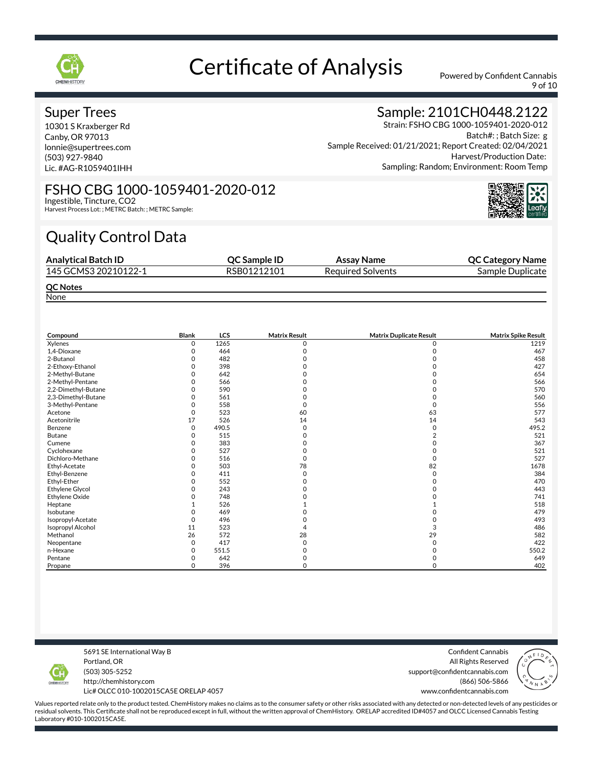# Certificate of Analysis

Powered by Confident Cannabis

## Super Trees

10301 S Kraxberger Rd
Canby, OR 97013
lonnie@supertrees.com
(503) 927-9840
Lic. #AG-R1059401IHH

## Sample: 2101CH0448.2122

Strain: FSHO CBG 1000-1059401-2020-012
Batch#: ; Batch Size: g
Sample Received: 01/21/2021; Report Created: 02/04/2021
Harvest/Production Date:
Sampling: Random; Environment: Room Temp

## FSHO CBG 1000-1059401-2020-012

Ingestible, Tincture, CO2
Harvest Process Lot: ; METRC Batch: ; METRC Sample:

## Quality Control Data

| Analytical Batch ID | QC Sample ID | Assay Name | QC Category Name |
|---|---|---|---|
| 145 GCMS3 20210122-1 | RSB01212101 | Required Solvents | Sample Duplicate |

**QC Notes**
None

| Compound | Blank | LCS | Matrix Result | Matrix Duplicate Result | Matrix Spike Result |
|---|---|---|---|---|---|
| Xylenes | 0 | 1265 | 0 | 0 | 1219 |
| 1,4-Dioxane | 0 | 464 | 0 | 0 | 467 |
| 2-Butanol | 0 | 482 | 0 | 0 | 458 |
| 2-Ethoxy-Ethanol | 0 | 398 | 0 | 0 | 427 |
| 2-Methyl-Butane | 0 | 642 | 0 | 0 | 654 |
| 2-Methyl-Pentane | 0 | 566 | 0 | 0 | 566 |
| 2,2-Dimethyl-Butane | 0 | 590 | 0 | 0 | 570 |
| 2,3-Dimethyl-Butane | 0 | 561 | 0 | 0 | 560 |
| 3-Methyl-Pentane | 0 | 558 | 0 | 0 | 556 |
| Acetone | 0 | 523 | 60 | 63 | 577 |
| Acetonitrile | 17 | 526 | 14 | 14 | 543 |
| Benzene | 0 | 490.5 | 0 | 0 | 495.2 |
| Butane | 0 | 515 | 0 | 2 | 521 |
| Cumene | 0 | 383 | 0 | 0 | 367 |
| Cyclohexane | 0 | 527 | 0 | 0 | 521 |
| Dichloro-Methane | 0 | 516 | 0 | 0 | 527 |
| Ethyl-Acetate | 0 | 503 | 78 | 82 | 1678 |
| Ethyl-Benzene | 0 | 411 | 0 | 0 | 384 |
| Ethyl-Ether | 0 | 552 | 0 | 0 | 470 |
| Ethylene Glycol | 0 | 243 | 0 | 0 | 443 |
| Ethylene Oxide | 0 | 748 | 0 | 0 | 741 |
| Heptane | 1 | 526 | 1 | 1 | 518 |
| Isobutane | 0 | 469 | 0 | 0 | 479 |
| Isopropyl-Acetate | 0 | 496 | 0 | 0 | 493 |
| Isopropyl Alcohol | 11 | 523 | 4 | 3 | 486 |
| Methanol | 26 | 572 | 28 | 29 | 582 |
| Neopentane | 0 | 417 | 0 | 0 | 422 |
| n-Hexane | 0 | 551.5 | 0 | 0 | 550.2 |
| Pentane | 0 | 642 | 0 | 0 | 649 |
| Propane | 0 | 396 | 0 | 0 | 402 |

5691 SE International Way B
Portland, OR
(503) 305-5252
http://chemhistory.com
Lic# OLCC 010-1002015CA5E ORELAP 4057

Confident Cannabis
All Rights Reserved
support@confidentcannabis.com
(866) 506-5866
www.confidentcannabis.com

Values reported relate only to the product tested. ChemHistory makes no claims as to the consumer safety or other risks associated with any detected or non-detected levels of any pesticides or residual solvents. This Certificate shall not be reproduced except in full, without the written approval of ChemHistory. ORELAP accredited ID#4057 and OLCC Licensed Cannabis Testing Laboratory #010-1002015CA5E.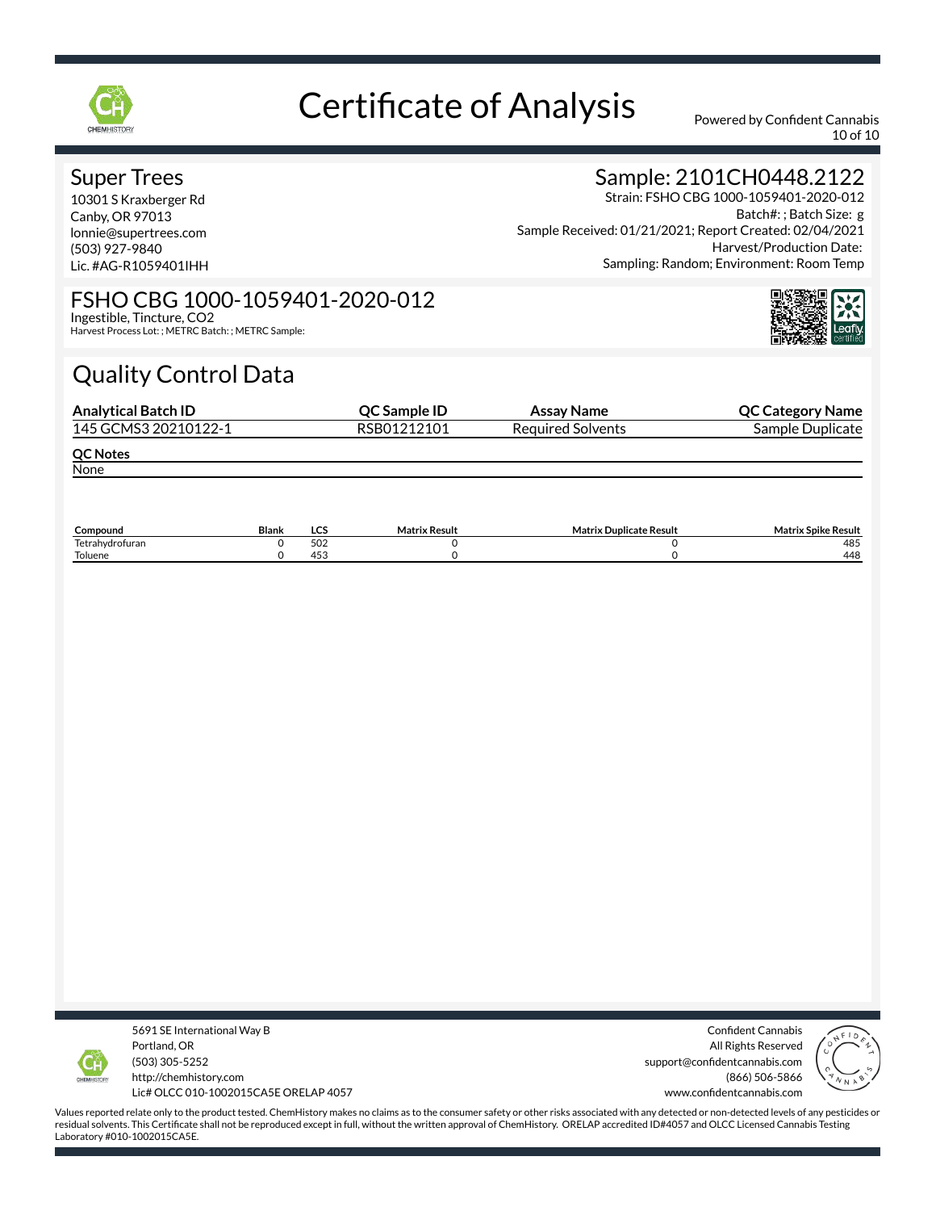# Certificate of Analysis

Powered by Confident Cannabis

## Super Trees

10301 S Kraxberger Rd
Canby, OR 97013
lonnie@supertrees.com
(503) 927-9840
Lic. #AG-R1059401IHH

## Sample: 2101CH0448.2122

Strain: FSHO CBG 1000-1059401-2020-012
Batch#: ; Batch Size: g
Sample Received: 01/21/2021; Report Created: 02/04/2021
Harvest/Production Date:
Sampling: Random; Environment: Room Temp

## FSHO CBG 1000-1059401-2020-012

Ingestible, Tincture, $CO_2$
Harvest Process Lot: ; METRC Batch: ; METRC Sample:

## Quality Control Data

| Analytical Batch ID | QC Sample ID | Assay Name | QC Category Name |
|---|---|---|---|
| 145 GCMS3 20210122-1 | RSB01212101 | Required Solvents | Sample Duplicate |

**QC Notes**

None

| Compound | Blank | LCS | Matrix Result | Matrix Duplicate Result | Matrix Spike Result |
|---|---|---|---|---|---|
| Tetrahydrofuran | 0 | 502 | 0 | 0 | 485 |
| Toluene | 0 | 453 | 0 | 0 | 448 |

5691 SE International Way B
Portland, OR
(503) 305-5252
http://chemhistory.com
Lic# OLCC 010-1002015CA5E ORELAP 4057

Confident Cannabis
All Rights Reserved
support@confidentcannabis.com
(866) 506-5866
www.confidentcannabis.com

Values reported relate only to the product tested. ChemHistory makes no claims as to the consumer safety or other risks associated with any detected or non-detected levels of any pesticides or residual solvents. This Certificate shall not be reproduced except in full, without the written approval of ChemHistory. ORELAP accredited ID#4057 and OLCC Licensed Cannabis Testing Laboratory #010-1002015CA5E.